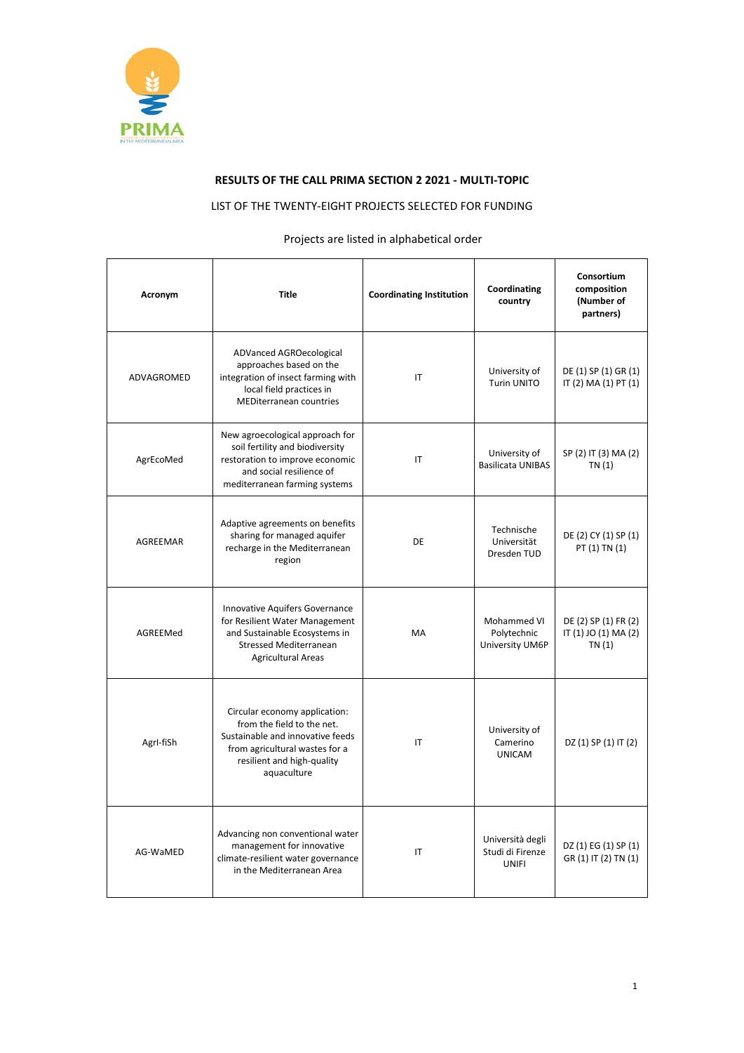**RESULTS OF THE CALL PRIMA SECTION 2 2021 - MULTI-TOPIC**

LIST OF THE TWENTY-EIGHT PROJECTS SELECTED FOR FUNDING

Projects are listed in alphabetical order

| Acronym | Title | Coordinating Institution | Coordinating country | Consortium composition (Number of partners) |
|---|---|---|---|---|
| ADVAGROMED | ADVanced AGROecological approaches based on the integration of insect farming with local field practices in MEDiterranean countries | IT | University of Turin UNITO | DE (1) SP (1) GR (1) IT (2) MA (1) PT (1) |
| AgrEcoMed | New agroecological approach for soil fertility and biodiversity restoration to improve economic and social resilience of mediterranean farming systems | IT | University of Basilicata UNIBAS | SP (2) IT (3) MA (2) TN (1) |
| AGREEMAR | Adaptive agreements on benefits sharing for managed aquifer recharge in the Mediterranean region | DE | Technische Universität Dresden TUD | DE (2) CY (1) SP (1) PT (1) TN (1) |
| AGREEMed | Innovative Aquifers Governance for Resilient Water Management and Sustainable Ecosystems in Stressed Mediterranean Agricultural Areas | MA | Mohammed VI Polytechnic University UM6P | DE (2) SP (1) FR (2) IT (1) JO (1) MA (2) TN (1) |
| AgrI-fiSh | Circular economy application: from the field to the net. Sustainable and innovative feeds from agricultural wastes for a resilient and high-quality aquaculture | IT | University of Camerino UNICAM | DZ (1) SP (1) IT (2) |
| AG-WaMED | Advancing non conventional water management for innovative climate-resilient water governance in the Mediterranean Area | IT | Università degli Studi di Firenze UNIFI | DZ (1) EG (1) SP (1) GR (1) IT (2) TN (1) |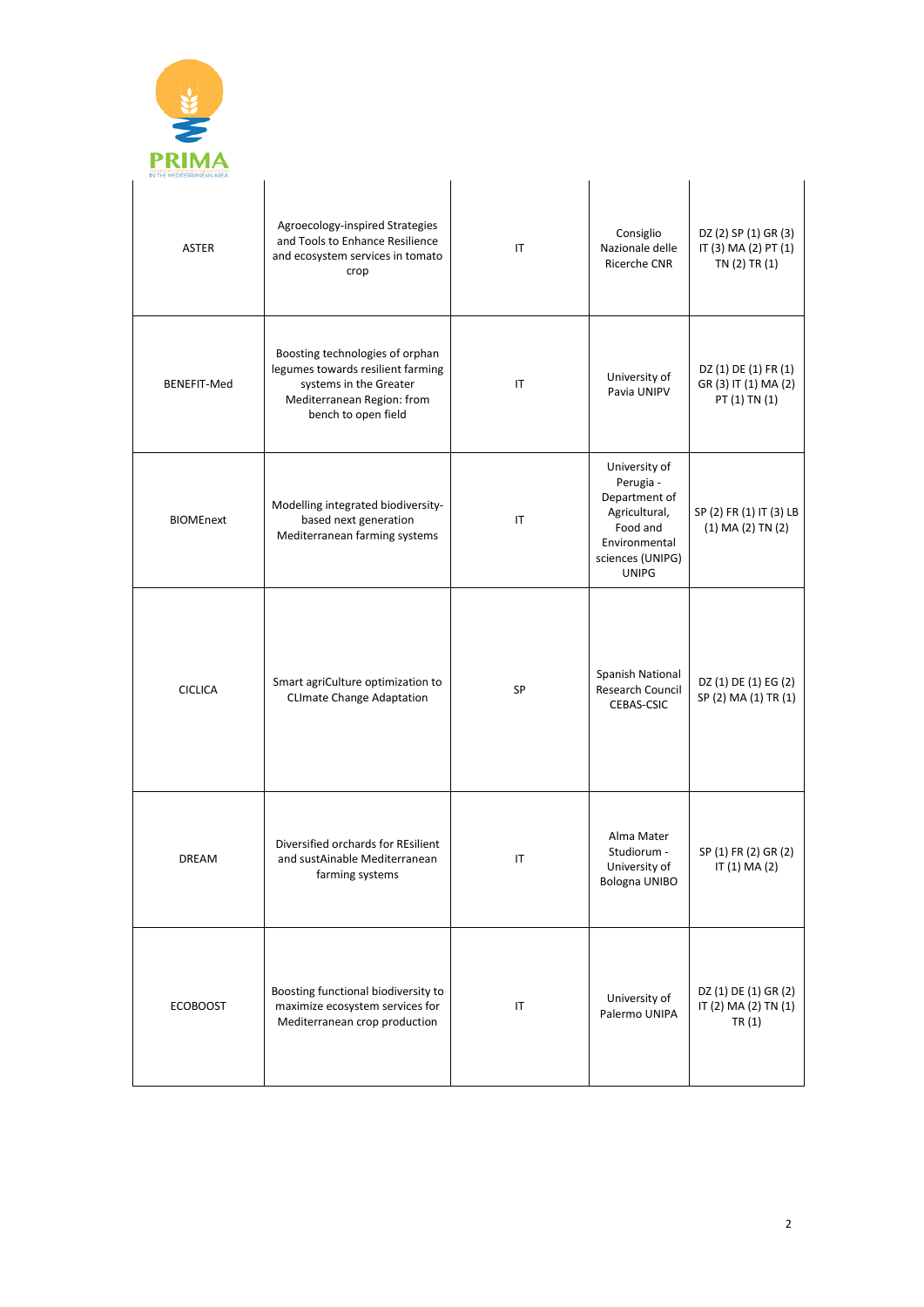| | | | | |
|---|---|---|---|---|
| ASTER | Agroecology-inspired Strategies and Tools to Enhance Resilience and ecosystem services in tomato crop | IT | Consiglio Nazionale delle Ricerche CNR | DZ (2) SP (1) GR (3) IT (3) MA (2) PT (1) TN (2) TR (1) |
| BENEFIT-Med | Boosting technologies of orphan legumes towards resilient farming systems in the Greater Mediterranean Region: from bench to open field | IT | University of Pavia UNIPV | DZ (1) DE (1) FR (1) GR (3) IT (1) MA (2) PT (1) TN (1) |
| BIOMEnext | Modelling integrated biodiversity-based next generation Mediterranean farming systems | IT | University of Perugia - Department of Agricultural, Food and Environmental sciences (UNIPG) UNIPG | SP (2) FR (1) IT (3) LB (1) MA (2) TN (2) |
| CICLICA | Smart agriCulture optimization to CLImate Change Adaptation | SP | Spanish National Research Council CEBAS-CSIC | DZ (1) DE (1) EG (2) SP (2) MA (1) TR (1) |
| DREAM | Diversified orchards for REsilient and sustAinable Mediterranean farming systems | IT | Alma Mater Studiorum - University of Bologna UNIBO | SP (1) FR (2) GR (2) IT (1) MA (2) |
| ECOBOOST | Boosting functional biodiversity to maximize ecosystem services for Mediterranean crop production | IT | University of Palermo UNIPA | DZ (1) DE (1) GR (2) IT (2) MA (2) TN (1) TR (1) |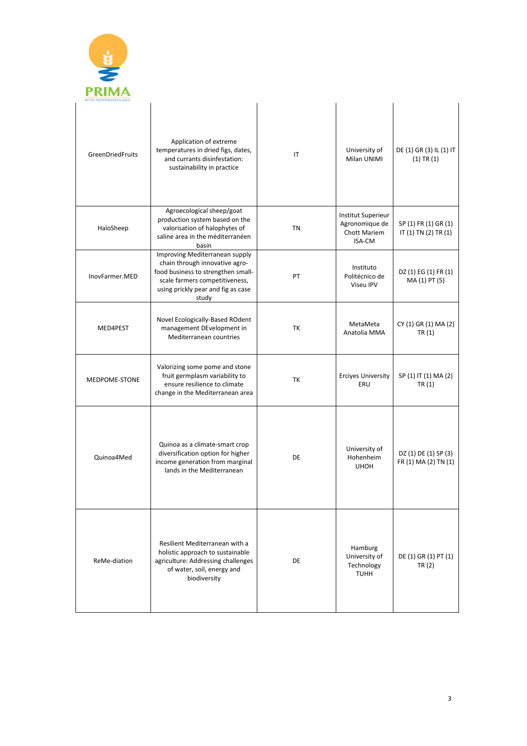| | | | | |
|---|---|---|---|---|
| GreenDriedFruits | Application of extreme temperatures in dried figs, dates, and currants disinfestation: sustainability in practice | IT | University of Milan UNIMI | DE (1) GR (3) IL (1) IT (1) TR (1) |
| HaloSheep | Agroecological sheep/goat production system based on the valorisation of halophytes of saline area in the méditerranéen basin | TN | Institut Superieur Agronomique de Chott Mariem ISA-CM | SP (1) FR (1) GR (1) IT (1) TN (2) TR (1) |
| InovFarmer.MED | Improving Mediterranean supply chain through innovative agro-food business to strengthen small-scale farmers competitiveness, using prickly pear and fig as case study | PT | Instituto Politécnico de Viseu IPV | DZ (1) EG (1) FR (1) MA (1) PT (5) |
| MED4PEST | Novel Ecologically-Based ROdent management DEvelopment in Mediterranean countries | TK | MetaMeta Anatolia MMA | CY (1) GR (1) MA (2) TR (1) |
| MEDPOME-STONE | Valorizing some pome and stone fruit germplasm variability to ensure resilience to climate change in the Mediterranean area | TK | Erciyes University ERU | SP (1) IT (1) MA (2) TR (1) |
| Quinoa4Med | Quinoa as a climate-smart crop diversification option for higher income generation from marginal lands in the Mediterranean | DE | University of Hohenheim UHOH | DZ (1) DE (1) SP (3) FR (1) MA (2) TN (1) |
| ReMe-diation | Resilient Mediterranean with a holistic approach to sustainable agriculture: Addressing challenges of water, soil, energy and biodiversity | DE | Hamburg University of Technology TUHH | DE (1) GR (1) PT (1) TR (2) |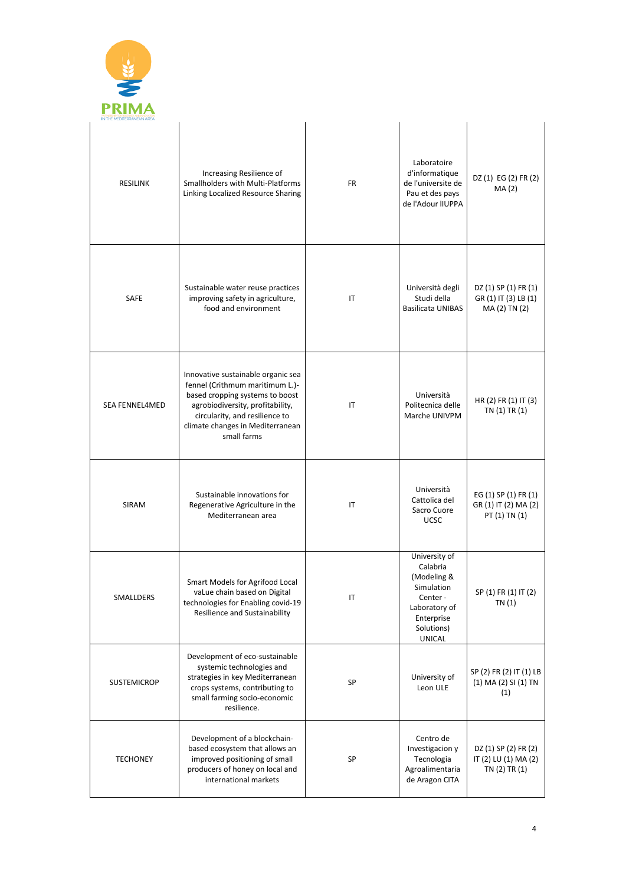| RESILINK | Increasing Resilience of Smallholders with Multi-Platforms Linking Localized Resource Sharing | FR | Laboratoire d'informatique de l'universite de Pau et des pays de l'Adour lIUPPA | DZ (1) EG (2) FR (2) MA (2) |
|---|---|---|---|---|
| SAFE | Sustainable water reuse practices improving safety in agriculture, food and environment | IT | Università degli Studi della Basilicata UNIBAS | DZ (1) SP (1) FR (1) GR (1) IT (3) LB (1) MA (2) TN (2) |
| SEA FENNEL4MED | Innovative sustainable organic sea fennel (Crithmum maritimum L.)-based cropping systems to boost agrobiodiversity, profitability, circularity, and resilience to climate changes in Mediterranean small farms | IT | Università Politecnica delle Marche UNIVPM | HR (2) FR (1) IT (3) TN (1) TR (1) |
| SIRAM | Sustainable innovations for Regenerative Agriculture in the Mediterranean area | IT | Università Cattolica del Sacro Cuore UCSC | EG (1) SP (1) FR (1) GR (1) IT (2) MA (2) PT (1) TN (1) |
| SMALLDERS | Smart Models for Agrifood Local vaLue chain based on Digital technologies for Enabling covid-19 Resilience and Sustainability | IT | University of Calabria (Modeling & Simulation Center - Laboratory of Enterprise Solutions) UNICAL | SP (1) FR (1) IT (2) TN (1) |
| SUSTEMICROP | Development of eco-sustainable systemic technologies and strategies in key Mediterranean crops systems, contributing to small farming socio-economic resilience. | SP | University of Leon ULE | SP (2) FR (2) IT (1) LB (1) MA (2) SI (1) TN (1) |
| TECHONEY | Development of a blockchain-based ecosystem that allows an improved positioning of small producers of honey on local and international markets | SP | Centro de Investigacion y Tecnologia Agroalimentaria de Aragon CITA | DZ (1) SP (2) FR (2) IT (2) LU (1) MA (2) TN (2) TR (1) |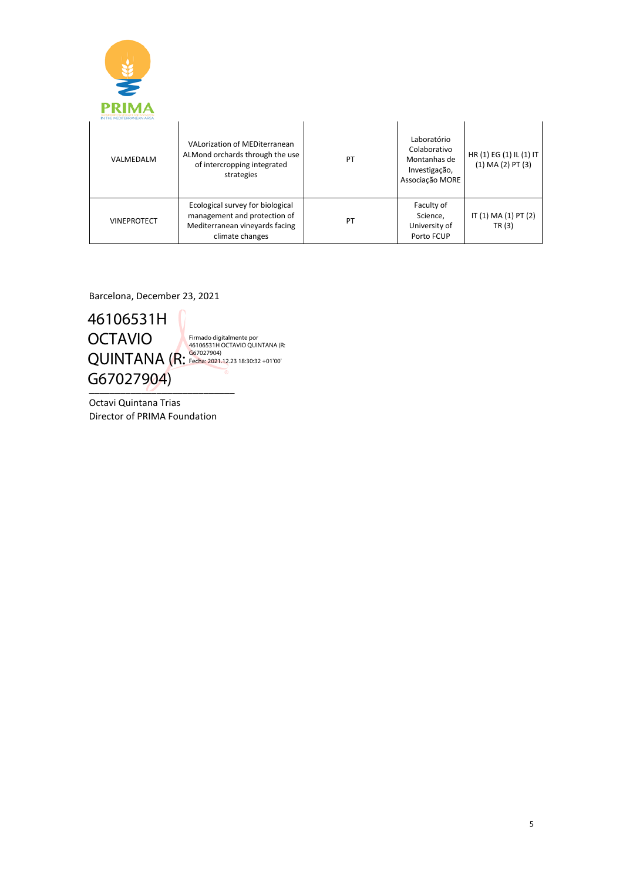| | | | | |
|---|---|---|---|---|
| VALMEDALM | VALorization of MEDiterranean ALMond orchards through the use of intercropping integrated strategies | PT | Laboratório Colaborativo Montanhas de Investigação, Associação MORE | HR (1) EG (1) IL (1) IT (1) MA (2) PT (3) |
| VINEPROTECT | Ecological survey for biological management and protection of Mediterranean vineyards facing climate changes | PT | Faculty of Science, University of Porto FCUP | IT (1) MA (1) PT (2) TR (3) |

Barcelona, December 23, 2021

46106531H OCTAVIO QUINTANA (R: G67027904)

Firmado digitalmente por 46106531H OCTAVIO QUINTANA (R: G67027904)
Fecha: 2021.12.23 18:30:32 +01'00'

_______________________________

Octavi Quintana Trias
Director of PRIMA Foundation